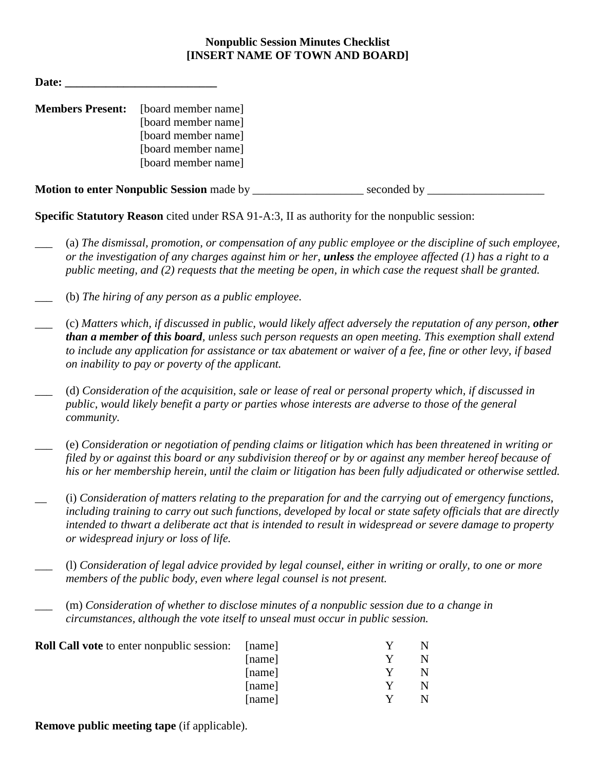**Nonpublic Session Minutes Checklist**
**[INSERT NAME OF TOWN AND BOARD]**

**Date: __________________________**

**Members Present:** [board member name]
[board member name]
[board member name]
[board member name]
[board member name]

**Motion to enter Nonpublic Session** made by ___________________ seconded by ____________________

**Specific Statutory Reason** cited under RSA 91-A:3, II as authority for the nonpublic session:

___ (a) *The dismissal, promotion, or compensation of any public employee or the discipline of such employee, or the investigation of any charges against him or her,* ***unless*** *the employee affected (1) has a right to a public meeting, and (2) requests that the meeting be open, in which case the request shall be granted.*

___ (b) *The hiring of any person as a public employee.*

___ (c) *Matters which, if discussed in public, would likely affect adversely the reputation of any person,* ***other than a member of this board****, unless such person requests an open meeting. This exemption shall extend to include any application for assistance or tax abatement or waiver of a fee, fine or other levy, if based on inability to pay or poverty of the applicant.*

___ (d) *Consideration of the acquisition, sale or lease of real or personal property which, if discussed in public, would likely benefit a party or parties whose interests are adverse to those of the general community.*

___ (e) *Consideration or negotiation of pending claims or litigation which has been threatened in writing or filed by or against this board or any subdivision thereof or by or against any member hereof because of his or her membership herein, until the claim or litigation has been fully adjudicated or otherwise settled.*

__ (i) *Consideration of matters relating to the preparation for and the carrying out of emergency functions, including training to carry out such functions, developed by local or state safety officials that are directly intended to thwart a deliberate act that is intended to result in widespread or severe damage to property or widespread injury or loss of life.*

___ (l) *Consideration of legal advice provided by legal counsel, either in writing or orally, to one or more members of the public body, even where legal counsel is not present.*

___ (m) *Consideration of whether to disclose minutes of a nonpublic session due to a change in circumstances, although the vote itself to unseal must occur in public session.*

**Roll Call vote** to enter nonpublic session:

| [name] | Y | N |
|---|---|---|
| [name] | Y | N |
| [name] | Y | N |
| [name] | Y | N |
| [name] | Y | N |

**Remove public meeting tape** (if applicable).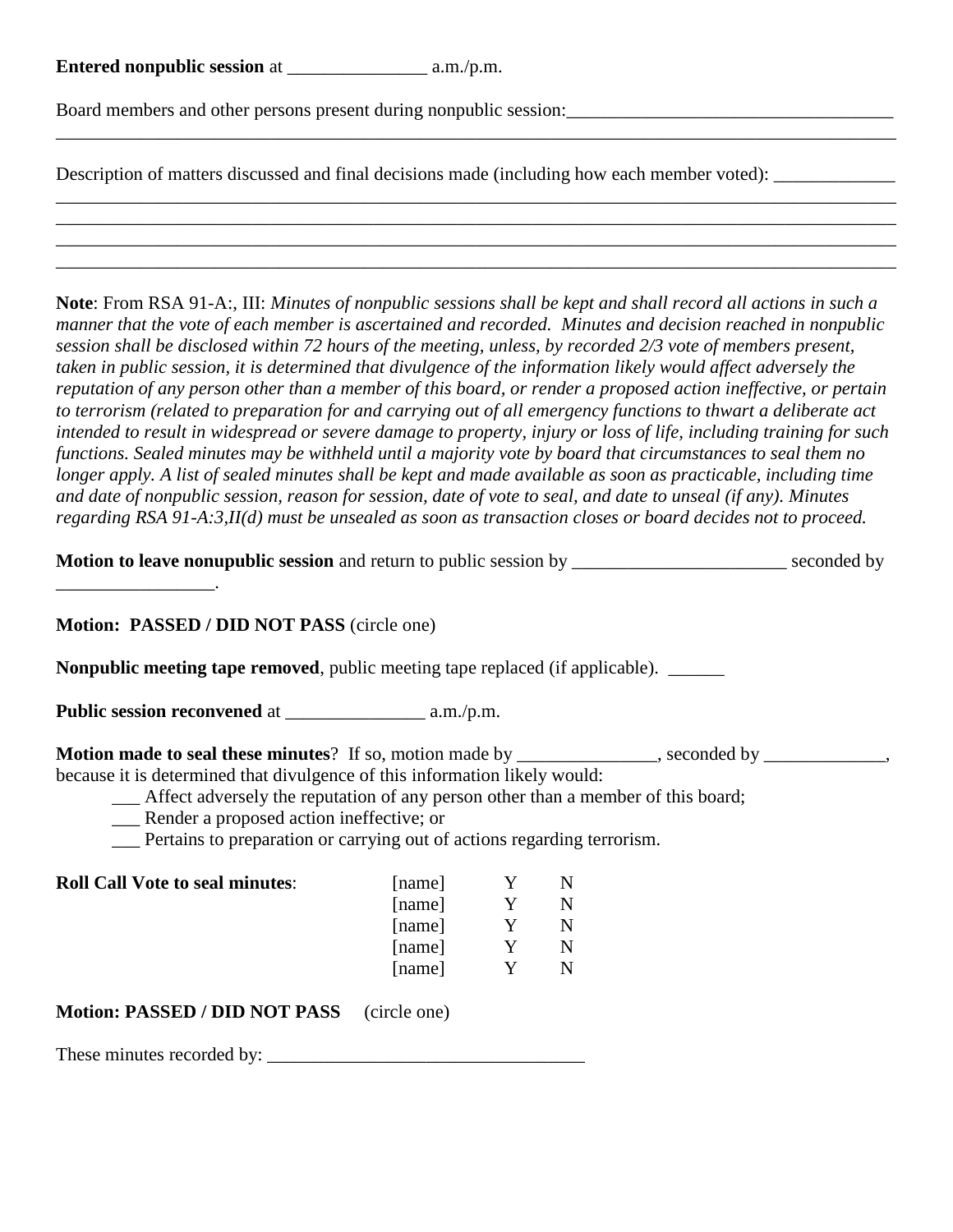**Entered nonpublic session** at _______________ a.m./p.m.

Board members and other persons present during nonpublic session:___________________________________
_____________________________________________________________________________________________

Description of matters discussed and final decisions made (including how each member voted): _____________
_____________________________________________________________________________________________
_____________________________________________________________________________________________
_____________________________________________________________________________________________
_____________________________________________________________________________________________

**Note**: From RSA 91-A:, III: *Minutes of nonpublic sessions shall be kept and shall record all actions in such a manner that the vote of each member is ascertained and recorded. Minutes and decision reached in nonpublic session shall be disclosed within 72 hours of the meeting, unless, by recorded 2/3 vote of members present, taken in public session, it is determined that divulgence of the information likely would affect adversely the reputation of any person other than a member of this board, or render a proposed action ineffective, or pertain to terrorism (related to preparation for and carrying out of all emergency functions to thwart a deliberate act intended to result in widespread or severe damage to property, injury or loss of life, including training for such functions. Sealed minutes may be withheld until a majority vote by board that circumstances to seal them no longer apply. A list of sealed minutes shall be kept and made available as soon as practicable, including time and date of nonpublic session, reason for session, date of vote to seal, and date to unseal (if any). Minutes regarding RSA 91-A:3,II(d) must be unsealed as soon as transaction closes or board decides not to proceed.*

**Motion to leave nonupublic session** and return to public session by _______________________ seconded by _________________.

**Motion: PASSED / DID NOT PASS** (circle one)

**Nonpublic meeting tape removed**, public meeting tape replaced (if applicable). ______

**Public session reconvened** at _______________ a.m./p.m.

**Motion made to seal these minutes**? If so, motion made by _______________, seconded by _____________, because it is determined that divulgence of this information likely would:

___ Affect adversely the reputation of any person other than a member of this board;
___ Render a proposed action ineffective; or
___ Pertains to preparation or carrying out of actions regarding terrorism.

| | | | |
|---|---|---|---|
| **Roll Call Vote to seal minutes**: | [name] | Y | N |
| | [name] | Y | N |
| | [name] | Y | N |
| | [name] | Y | N |
| | [name] | Y | N |

**Motion: PASSED / DID NOT PASS** (circle one)

These minutes recorded by: __________________________________